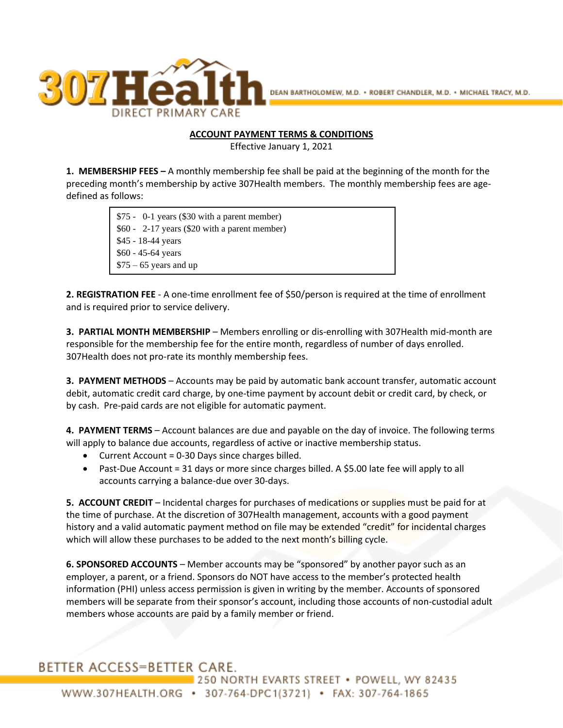307Health DIRECT PRIMARY CARE

DEAN BARTHOLOMEW, M.D. • ROBERT CHANDLER, M.D. • MICHAEL TRACY, M.D.

# ACCOUNT PAYMENT TERMS & CONDITIONS

Effective January 1, 2021

**1. MEMBERSHIP FEES –** A monthly membership fee shall be paid at the beginning of the month for the preceding month's membership by active 307Health members. The monthly membership fees are age-defined as follows:

> $75 - 0-1 years ($30 with a parent member)
> $60 - 2-17 years ($20 with a parent member)
> $45 - 18-44 years
> $60 - 45-64 years
> $75 – 65 years and up

**2. REGISTRATION FEE** - A one-time enrollment fee of $50/person is required at the time of enrollment and is required prior to service delivery.

**3. PARTIAL MONTH MEMBERSHIP** – Members enrolling or dis-enrolling with 307Health mid-month are responsible for the membership fee for the entire month, regardless of number of days enrolled. 307Health does not pro-rate its monthly membership fees.

**3. PAYMENT METHODS** – Accounts may be paid by automatic bank account transfer, automatic account debit, automatic credit card charge, by one-time payment by account debit or credit card, by check, or by cash. Pre-paid cards are not eligible for automatic payment.

**4. PAYMENT TERMS** – Account balances are due and payable on the day of invoice. The following terms will apply to balance due accounts, regardless of active or inactive membership status.

- Current Account = 0-30 Days since charges billed.
- Past-Due Account = 31 days or more since charges billed. A $5.00 late fee will apply to all accounts carrying a balance-due over 30-days.

**5. ACCOUNT CREDIT** – Incidental charges for purchases of medications or supplies must be paid for at the time of purchase. At the discretion of 307Health management, accounts with a good payment history and a valid automatic payment method on file may be extended "credit" for incidental charges which will allow these purchases to be added to the next month's billing cycle.

**6. SPONSORED ACCOUNTS** – Member accounts may be "sponsored" by another payor such as an employer, a parent, or a friend. Sponsors do NOT have access to the member's protected health information (PHI) unless access permission is given in writing by the member. Accounts of sponsored members will be separate from their sponsor's account, including those accounts of non-custodial adult members whose accounts are paid by a family member or friend.

BETTER ACCESS=BETTER CARE.

250 NORTH EVARTS STREET • POWELL, WY 82435

WWW.307HEALTH.ORG • 307-764-DPC1(3721) • FAX: 307-764-1865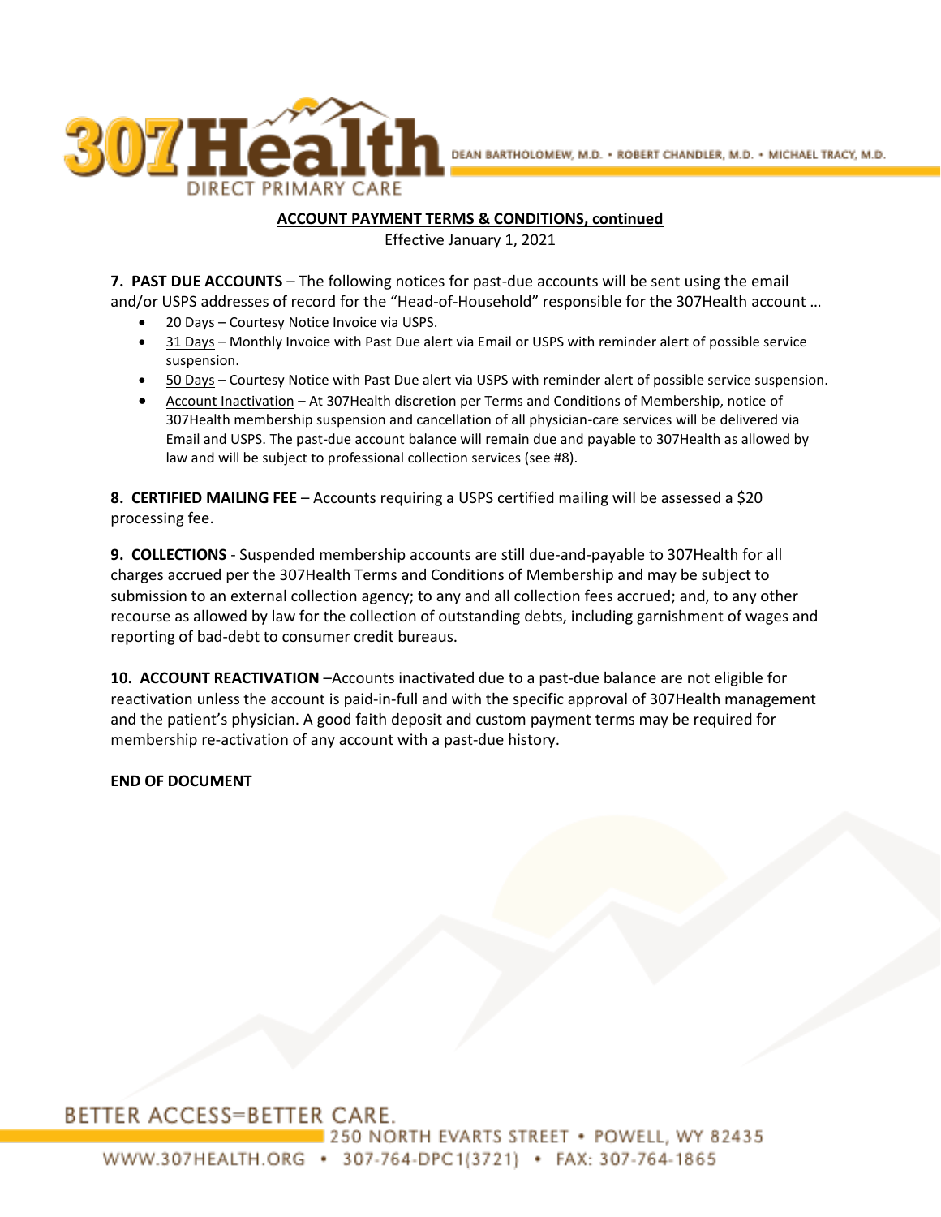**ACCOUNT PAYMENT TERMS & CONDITIONS, continued**

Effective January 1, 2021

**7. PAST DUE ACCOUNTS** – The following notices for past-due accounts will be sent using the email and/or USPS addresses of record for the "Head-of-Household" responsible for the 307Health account …

- 20 Days – Courtesy Notice Invoice via USPS.
- 31 Days – Monthly Invoice with Past Due alert via Email or USPS with reminder alert of possible service suspension.
- 50 Days – Courtesy Notice with Past Due alert via USPS with reminder alert of possible service suspension.
- Account Inactivation – At 307Health discretion per Terms and Conditions of Membership, notice of 307Health membership suspension and cancellation of all physician-care services will be delivered via Email and USPS. The past-due account balance will remain due and payable to 307Health as allowed by law and will be subject to professional collection services (see #8).

**8. CERTIFIED MAILING FEE** – Accounts requiring a USPS certified mailing will be assessed a $20 processing fee.

**9. COLLECTIONS** - Suspended membership accounts are still due-and-payable to 307Health for all charges accrued per the 307Health Terms and Conditions of Membership and may be subject to submission to an external collection agency; to any and all collection fees accrued; and, to any other recourse as allowed by law for the collection of outstanding debts, including garnishment of wages and reporting of bad-debt to consumer credit bureaus.

**10. ACCOUNT REACTIVATION** –Accounts inactivated due to a past-due balance are not eligible for reactivation unless the account is paid-in-full and with the specific approval of 307Health management and the patient's physician. A good faith deposit and custom payment terms may be required for membership re-activation of any account with a past-due history.

**END OF DOCUMENT**